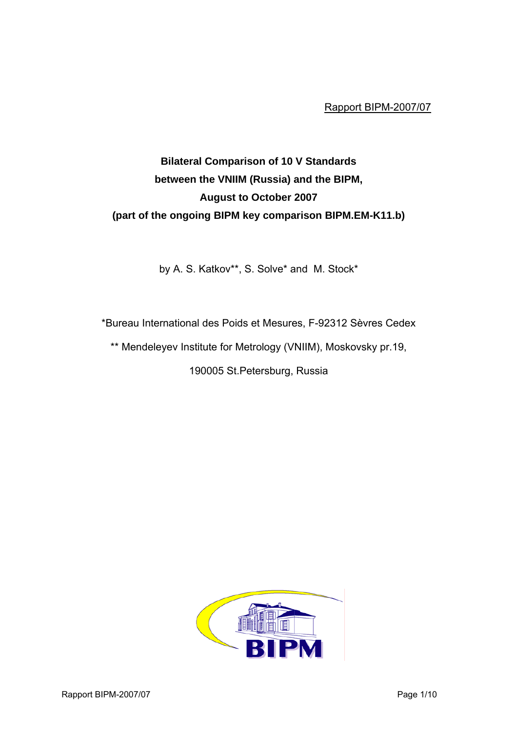Rapport BIPM-2007/07

# Bilateral Comparison of 10 V Standards between the VNIIM (Russia) and the BIPM, August to October 2007 (part of the ongoing BIPM key comparison BIPM.EM-K11.b)

by A. S. Katkov**, S. Solve* and M. Stock*

*Bureau International des Poids et Mesures, F-92312 Sèvres Cedex

** Mendeleyev Institute for Metrology (VNIIM), Moskovsky pr.19,

190005 St.Petersburg, Russia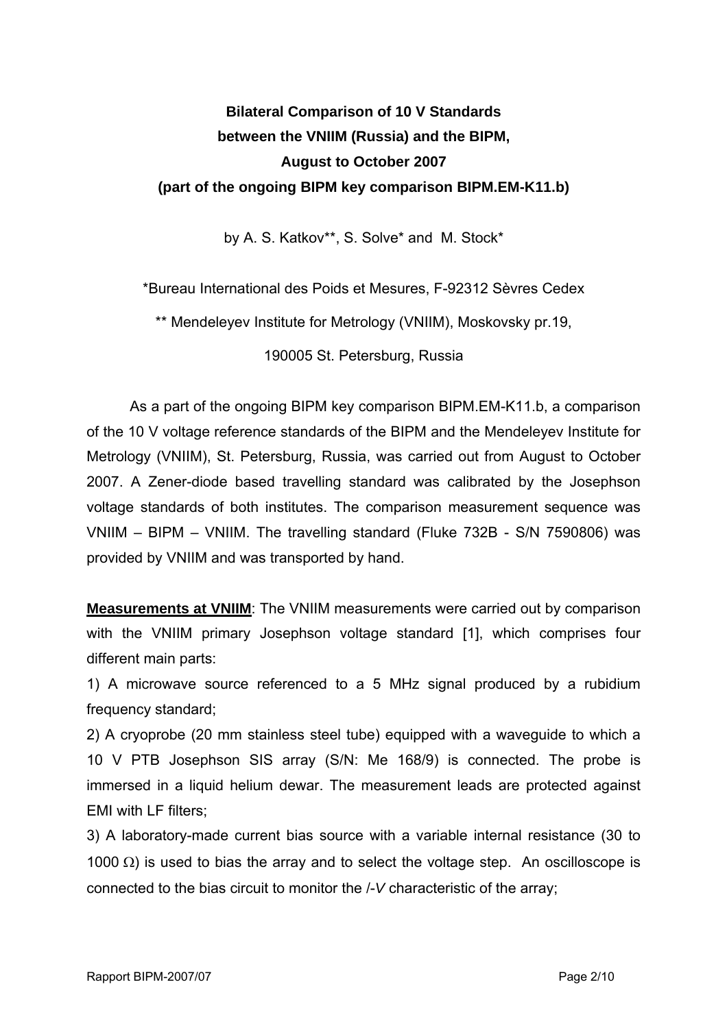**Bilateral Comparison of 10 V Standards**
**between the VNIIM (Russia) and the BIPM,**
**August to October 2007**
**(part of the ongoing BIPM key comparison BIPM.EM-K11.b)**

by A. S. Katkov**, S. Solve* and M. Stock*

*Bureau International des Poids et Mesures, F-92312 Sèvres Cedex

** Mendeleyev Institute for Metrology (VNIIM), Moskovsky pr.19,

190005 St. Petersburg, Russia

As a part of the ongoing BIPM key comparison BIPM.EM-K11.b, a comparison of the 10 V voltage reference standards of the BIPM and the Mendeleyev Institute for Metrology (VNIIM), St. Petersburg, Russia, was carried out from August to October 2007. A Zener-diode based travelling standard was calibrated by the Josephson voltage standards of both institutes. The comparison measurement sequence was VNIIM – BIPM – VNIIM. The travelling standard (Fluke 732B - S/N 7590806) was provided by VNIIM and was transported by hand.

**Measurements at VNIIM**: The VNIIM measurements were carried out by comparison with the VNIIM primary Josephson voltage standard [1], which comprises four different main parts:

1) A microwave source referenced to a 5 MHz signal produced by a rubidium frequency standard;

2) A cryoprobe (20 mm stainless steel tube) equipped with a waveguide to which a 10 V PTB Josephson SIS array (S/N: Me 168/9) is connected. The probe is immersed in a liquid helium dewar. The measurement leads are protected against EMI with LF filters;

3) A laboratory-made current bias source with a variable internal resistance (30 to 1000 Ω) is used to bias the array and to select the voltage step. An oscilloscope is connected to the bias circuit to monitor the *I*-*V* characteristic of the array;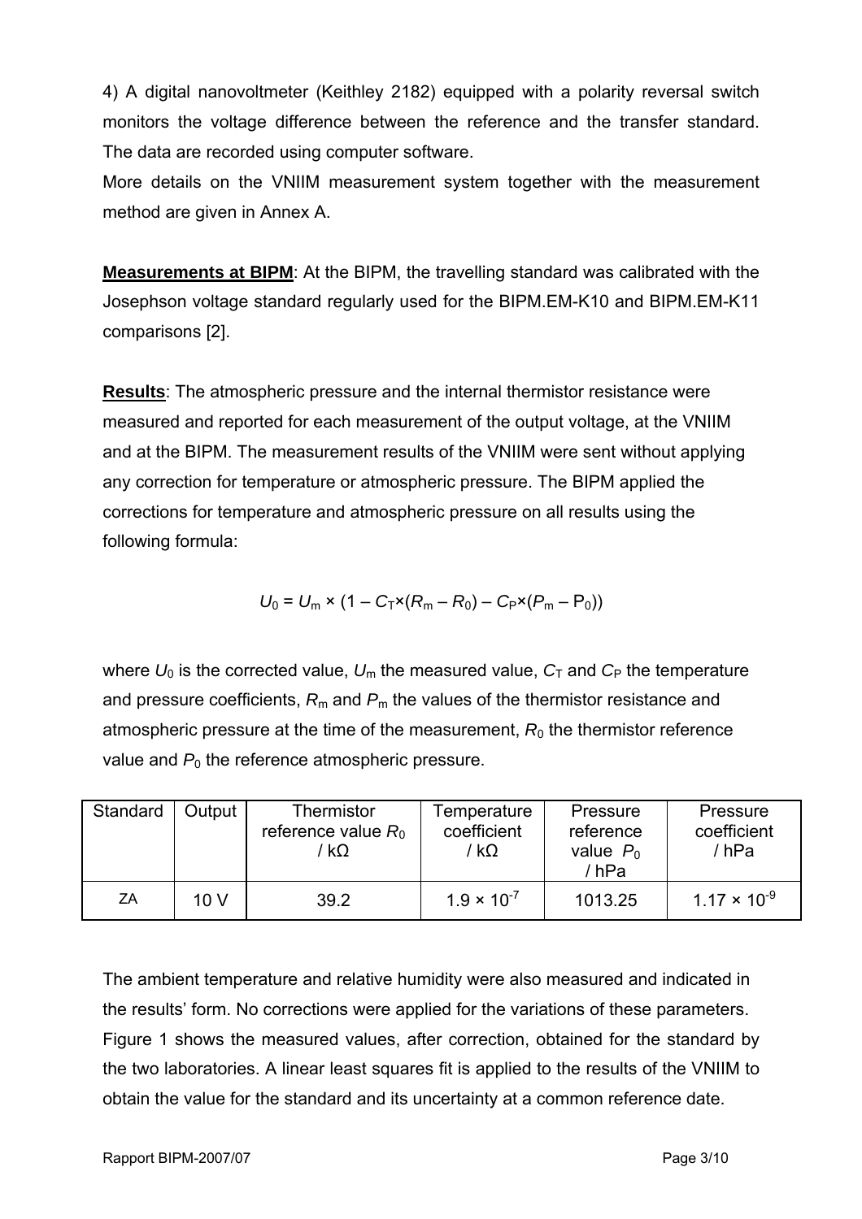4) A digital nanovoltmeter (Keithley 2182) equipped with a polarity reversal switch monitors the voltage difference between the reference and the transfer standard. The data are recorded using computer software.

More details on the VNIIM measurement system together with the measurement method are given in Annex A.

**Measurements at BIPM**: At the BIPM, the travelling standard was calibrated with the Josephson voltage standard regularly used for the BIPM.EM-K10 and BIPM.EM-K11 comparisons [2].

**Results**: The atmospheric pressure and the internal thermistor resistance were measured and reported for each measurement of the output voltage, at the VNIIM and at the BIPM. The measurement results of the VNIIM were sent without applying any correction for temperature or atmospheric pressure. The BIPM applied the corrections for temperature and atmospheric pressure on all results using the following formula:

$$U_0 = U_m \times (1 - C_T \times (R_m - R_0) - C_P \times (P_m - P_0))$$

where $U_0$ is the corrected value, $U_m$ the measured value, $C_T$ and $C_P$ the temperature and pressure coefficients, $R_m$ and $P_m$ the values of the thermistor resistance and atmospheric pressure at the time of the measurement, $R_0$ the thermistor reference value and $P_0$ the reference atmospheric pressure.

| Standard | Output | Thermistor reference value $R_0$ / kΩ | Temperature coefficient / kΩ | Pressure reference value $P_0$ / hPa | Pressure coefficient / hPa |
|---|---|---|---|---|---|
| ZA | 10 V | 39.2 | $1.9 \times 10^{-7}$ | 1013.25 | $1.17 \times 10^{-9}$ |

The ambient temperature and relative humidity were also measured and indicated in the results' form. No corrections were applied for the variations of these parameters. Figure 1 shows the measured values, after correction, obtained for the standard by the two laboratories. A linear least squares fit is applied to the results of the VNIIM to obtain the value for the standard and its uncertainty at a common reference date.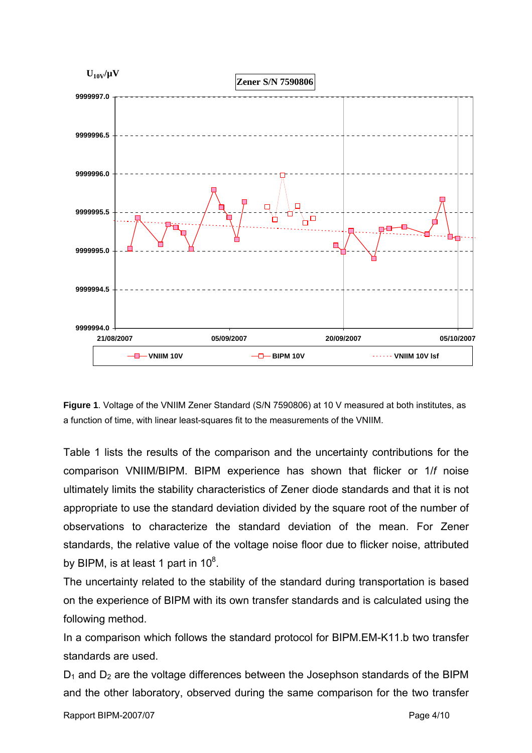**Figure 1**. Voltage of the VNIIM Zener Standard (S/N 7590806) at 10 V measured at both institutes, as a function of time, with linear least-squares fit to the measurements of the VNIIM.

Table 1 lists the results of the comparison and the uncertainty contributions for the comparison VNIIM/BIPM. BIPM experience has shown that flicker or 1/*f* noise ultimately limits the stability characteristics of Zener diode standards and that it is not appropriate to use the standard deviation divided by the square root of the number of observations to characterize the standard deviation of the mean. For Zener standards, the relative value of the voltage noise floor due to flicker noise, attributed by BIPM, is at least 1 part in $10^8$.

The uncertainty related to the stability of the standard during transportation is based on the experience of BIPM with its own transfer standards and is calculated using the following method.

In a comparison which follows the standard protocol for BIPM.EM-K11.b two transfer standards are used.

$D_1$ and $D_2$ are the voltage differences between the Josephson standards of the BIPM and the other laboratory, observed during the same comparison for the two transfer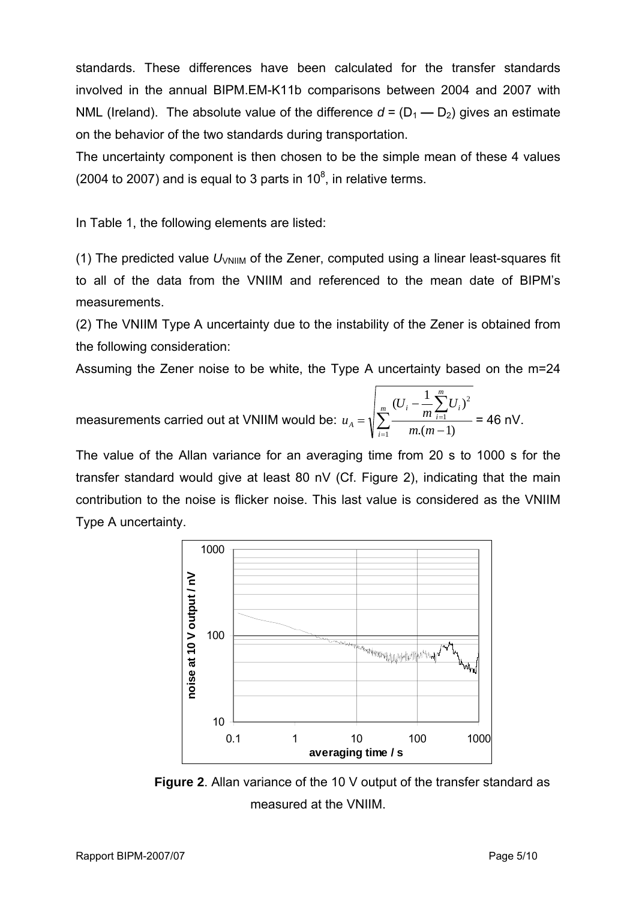standards. These differences have been calculated for the transfer standards involved in the annual BIPM.EM-K11b comparisons between 2004 and 2007 with NML (Ireland). The absolute value of the difference $d = (D_1 — D_2)$ gives an estimate on the behavior of the two standards during transportation.

The uncertainty component is then chosen to be the simple mean of these 4 values (2004 to 2007) and is equal to 3 parts in $10^8$, in relative terms.

In Table 1, the following elements are listed:

(1) The predicted value $U_{\mathrm{VNIIM}}$ of the Zener, computed using a linear least-squares fit to all of the data from the VNIIM and referenced to the mean date of BIPM's measurements.

(2) The VNIIM Type A uncertainty due to the instability of the Zener is obtained from the following consideration:

Assuming the Zener noise to be white, the Type A uncertainty based on the m=24 measurements carried out at VNIIM would be: $u_A = \sqrt{\sum_{i=1}^{m} \frac{(U_i - \frac{1}{m}\sum_{i=1}^{m} U_i)^2}{m.(m-1)}}$ = 46 nV.

The value of the Allan variance for an averaging time from 20 s to 1000 s for the transfer standard would give at least 80 nV (Cf. Figure 2), indicating that the main contribution to the noise is flicker noise. This last value is considered as the VNIIM Type A uncertainty.

**Figure 2**. Allan variance of the 10 V output of the transfer standard as measured at the VNIIM.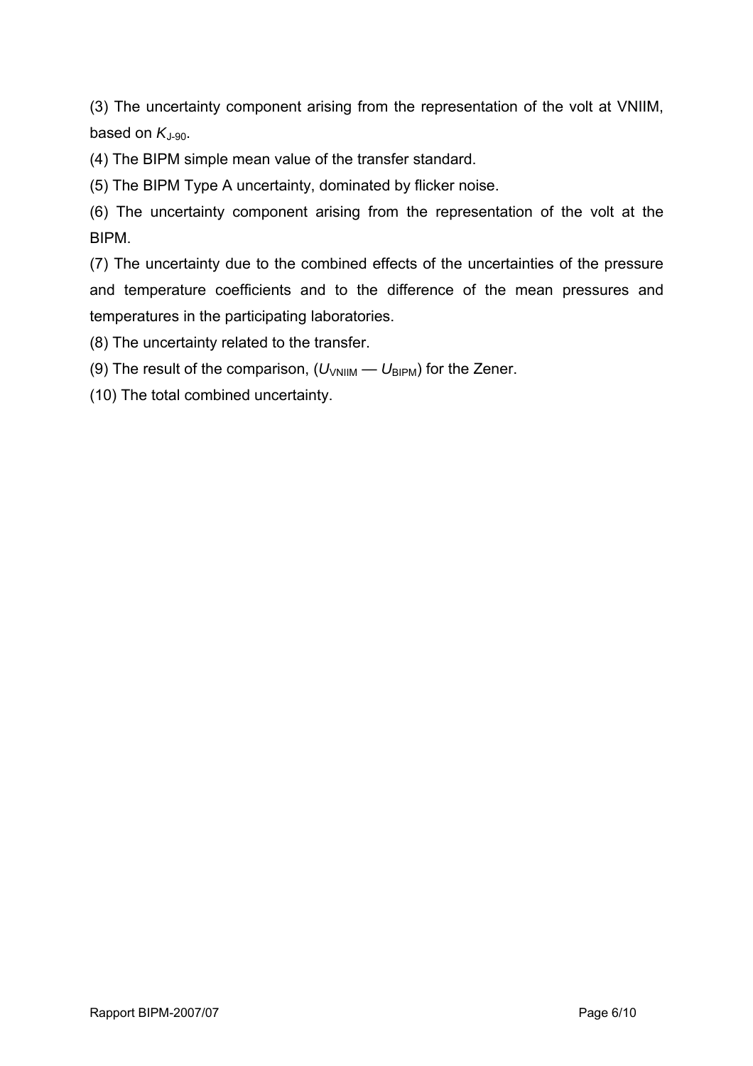(3) The uncertainty component arising from the representation of the volt at VNIIM, based on $K_{J-90}$.

(4) The BIPM simple mean value of the transfer standard.

(5) The BIPM Type A uncertainty, dominated by flicker noise.

(6) The uncertainty component arising from the representation of the volt at the BIPM.

(7) The uncertainty due to the combined effects of the uncertainties of the pressure and temperature coefficients and to the difference of the mean pressures and temperatures in the participating laboratories.

(8) The uncertainty related to the transfer.

(9) The result of the comparison, ($U_{VNIIM}$ — $U_{BIPM}$) for the Zener.

(10) The total combined uncertainty.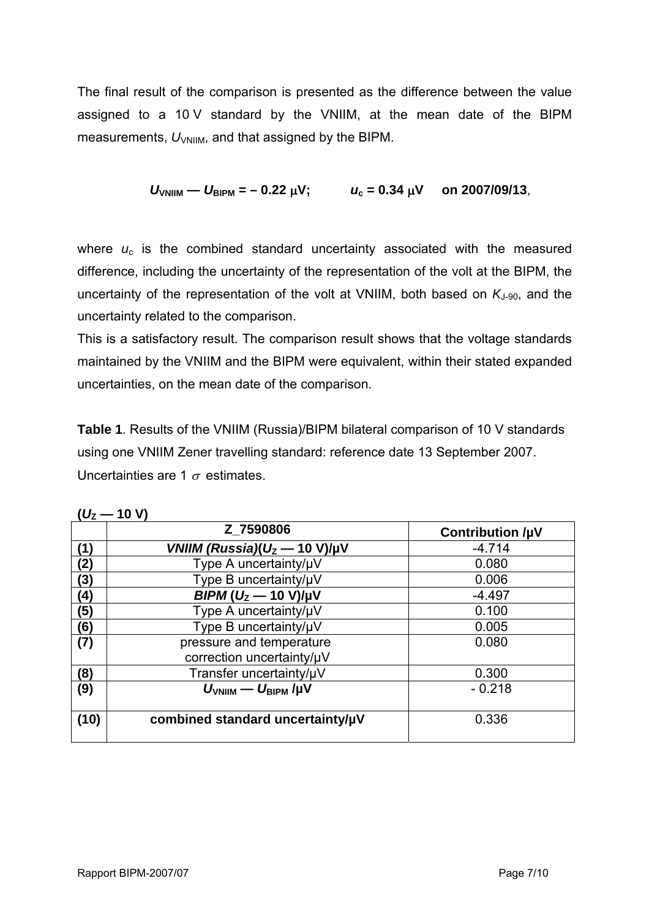The final result of the comparison is presented as the difference between the value assigned to a 10 V standard by the VNIIM, at the mean date of the BIPM measurements, $U_{VNIIM}$, and that assigned by the BIPM.

$$U_{VNIIM} — U_{BIPM} = – 0.22\ \mu V; \quad u_c = 0.34\ \mu V \quad \text{on 2007/09/13},$$

where $u_c$ is the combined standard uncertainty associated with the measured difference, including the uncertainty of the representation of the volt at the BIPM, the uncertainty of the representation of the volt at VNIIM, both based on $K_{J-90}$, and the uncertainty related to the comparison.

This is a satisfactory result. The comparison result shows that the voltage standards maintained by the VNIIM and the BIPM were equivalent, within their stated expanded uncertainties, on the mean date of the comparison.

**Table 1**. Results of the VNIIM (Russia)/BIPM bilateral comparison of 10 V standards using one VNIIM Zener travelling standard: reference date 13 September 2007. Uncertainties are 1 $\sigma$ estimates.

**($U_Z$ — 10 V)**

| | Z_7590806 | Contribution /µV |
|---|---|---|
| **(1)** | ***VNIIM (Russia)*($U_Z$ — 10 V)/µV** | -4.714 |
| **(2)** | Type A uncertainty/µV | 0.080 |
| **(3)** | Type B uncertainty/µV | 0.006 |
| **(4)** | ***BIPM* ($U_Z$ — 10 V)/µV** | -4.497 |
| **(5)** | Type A uncertainty/µV | 0.100 |
| **(6)** | Type B uncertainty/µV | 0.005 |
| **(7)** | pressure and temperature correction uncertainty/µV | 0.080 |
| **(8)** | Transfer uncertainty/µV | 0.300 |
| **(9)** | **$U_{VNIIM}$ — $U_{BIPM}$ /µV** | - 0.218 |
| **(10)** | **combined standard uncertainty/µV** | 0.336 |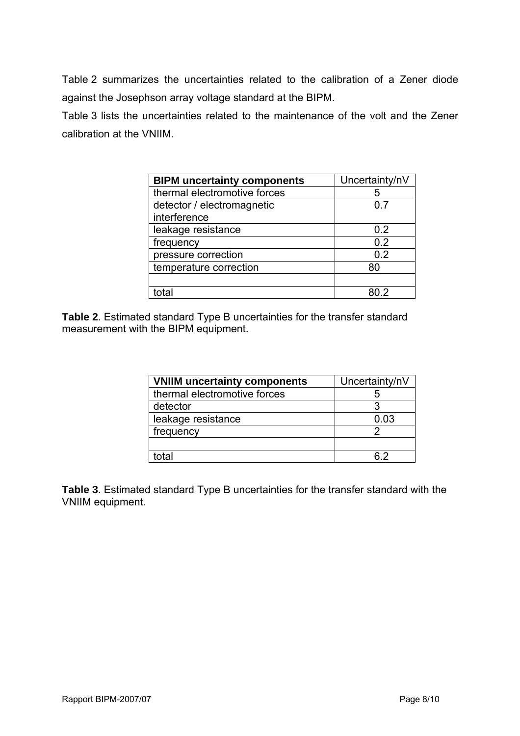Table 2 summarizes the uncertainties related to the calibration of a Zener diode against the Josephson array voltage standard at the BIPM.

Table 3 lists the uncertainties related to the maintenance of the volt and the Zener calibration at the VNIIM.

| **BIPM uncertainty components** | Uncertainty/nV |
|---|---|
| thermal electromotive forces | 5 |
| detector / electromagnetic interference | 0.7 |
| leakage resistance | 0.2 |
| frequency | 0.2 |
| pressure correction | 0.2 |
| temperature correction | 80 |
| | |
| total | 80.2 |

**Table 2**. Estimated standard Type B uncertainties for the transfer standard measurement with the BIPM equipment.

| **VNIIM uncertainty components** | Uncertainty/nV |
|---|---|
| thermal electromotive forces | 5 |
| detector | 3 |
| leakage resistance | 0.03 |
| frequency | 2 |
| | |
| total | 6.2 |

**Table 3**. Estimated standard Type B uncertainties for the transfer standard with the VNIIM equipment.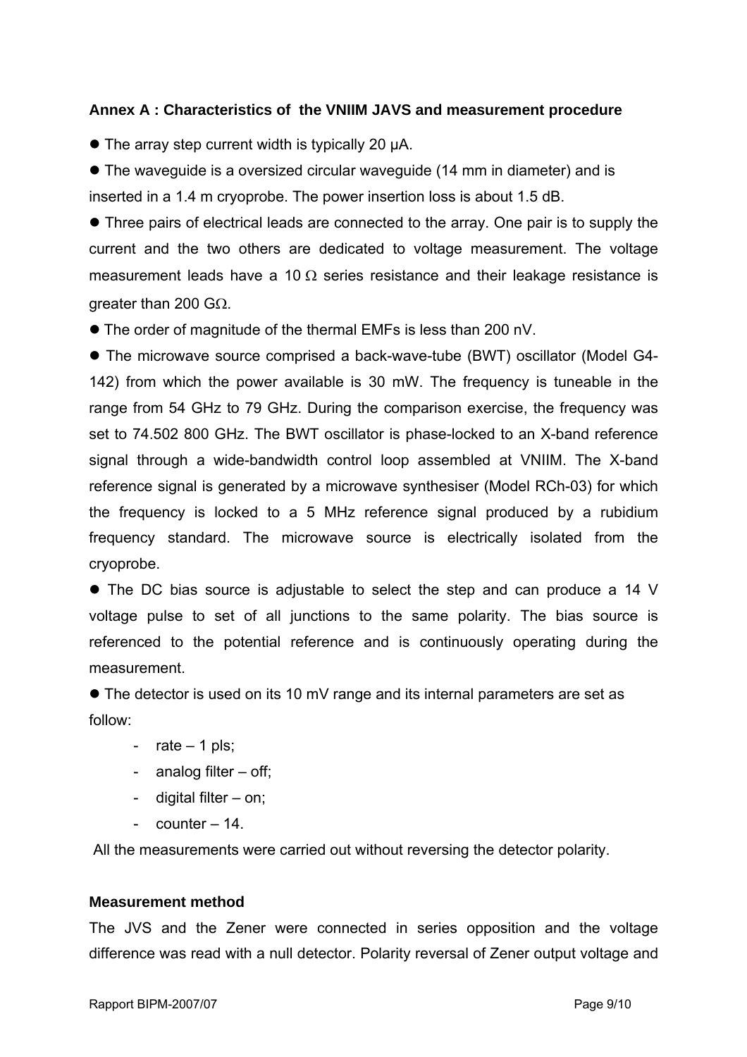### Annex A : Characteristics of the VNIIM JAVS and measurement procedure

- The array step current width is typically 20 μA.
- The waveguide is a oversized circular waveguide (14 mm in diameter) and is inserted in a 1.4 m cryoprobe. The power insertion loss is about 1.5 dB.
- Three pairs of electrical leads are connected to the array. One pair is to supply the current and the two others are dedicated to voltage measurement. The voltage measurement leads have a 10 Ω series resistance and their leakage resistance is greater than 200 GΩ.
- The order of magnitude of the thermal EMFs is less than 200 nV.
- The microwave source comprised a back-wave-tube (BWT) oscillator (Model G4-142) from which the power available is 30 mW. The frequency is tuneable in the range from 54 GHz to 79 GHz. During the comparison exercise, the frequency was set to 74.502 800 GHz. The BWT oscillator is phase-locked to an X-band reference signal through a wide-bandwidth control loop assembled at VNIIM. The X-band reference signal is generated by a microwave synthesiser (Model RCh-03) for which the frequency is locked to a 5 MHz reference signal produced by a rubidium frequency standard. The microwave source is electrically isolated from the cryoprobe.
- The DC bias source is adjustable to select the step and can produce a 14 V voltage pulse to set of all junctions to the same polarity. The bias source is referenced to the potential reference and is continuously operating during the measurement.
- The detector is used on its 10 mV range and its internal parameters are set as follow:
  - rate – 1 pls;
  - analog filter – off;
  - digital filter – on;
  - counter – 14.

All the measurements were carried out without reversing the detector polarity.

#### Measurement method

The JVS and the Zener were connected in series opposition and the voltage difference was read with a null detector. Polarity reversal of Zener output voltage and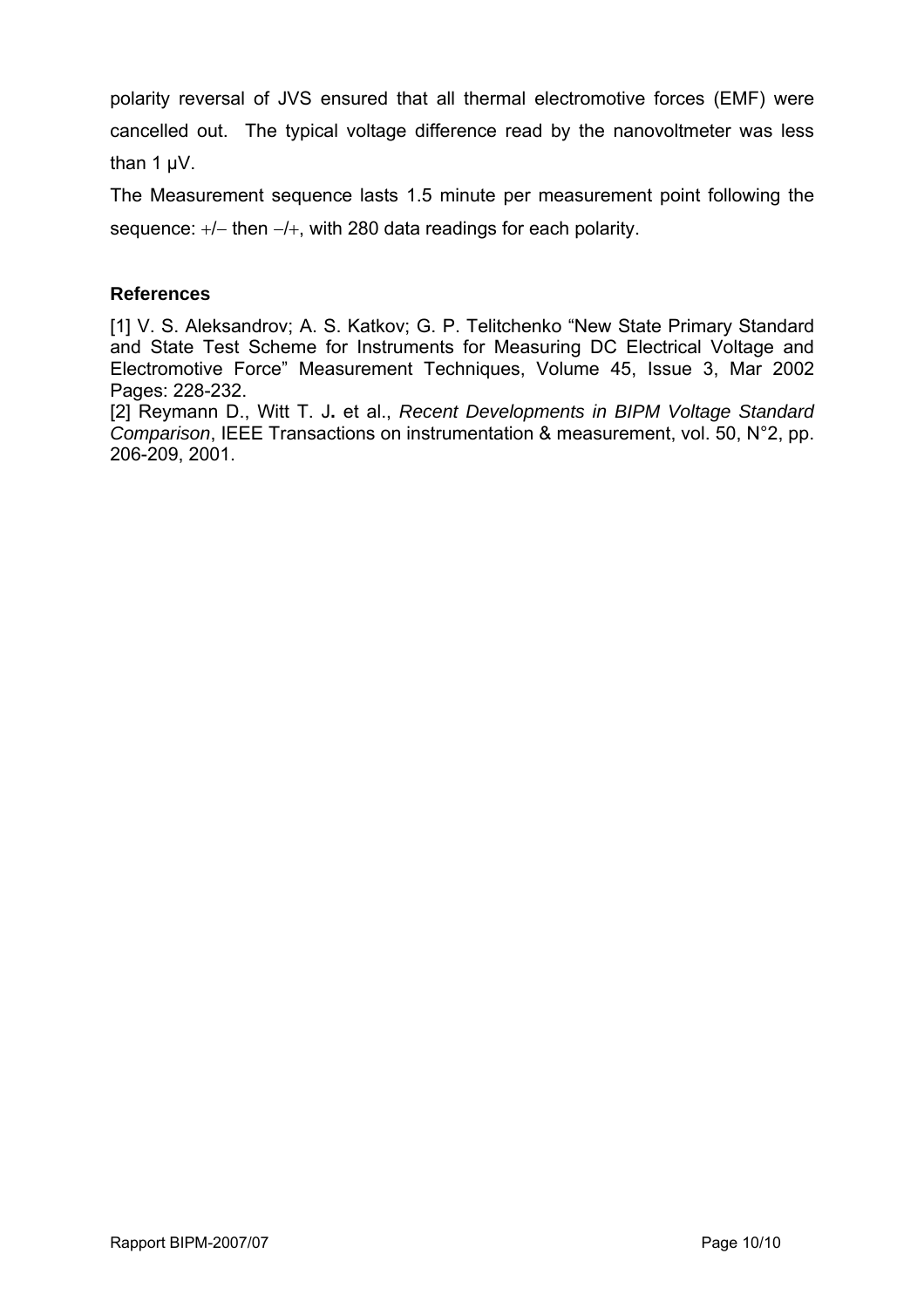polarity reversal of JVS ensured that all thermal electromotive forces (EMF) were cancelled out. The typical voltage difference read by the nanovoltmeter was less than 1 µV.

The Measurement sequence lasts 1.5 minute per measurement point following the sequence: +/− then −/+, with 280 data readings for each polarity.

### References

[1] V. S. Aleksandrov; A. S. Katkov; G. P. Telitchenko "New State Primary Standard and State Test Scheme for Instruments for Measuring DC Electrical Voltage and Electromotive Force" Measurement Techniques, Volume 45, Issue 3, Mar 2002 Pages: 228-232.

[2] Reymann D., Witt T. J**.** et al., *Recent Developments in BIPM Voltage Standard Comparison*, IEEE Transactions on instrumentation & measurement, vol. 50, N°2, pp. 206-209, 2001.